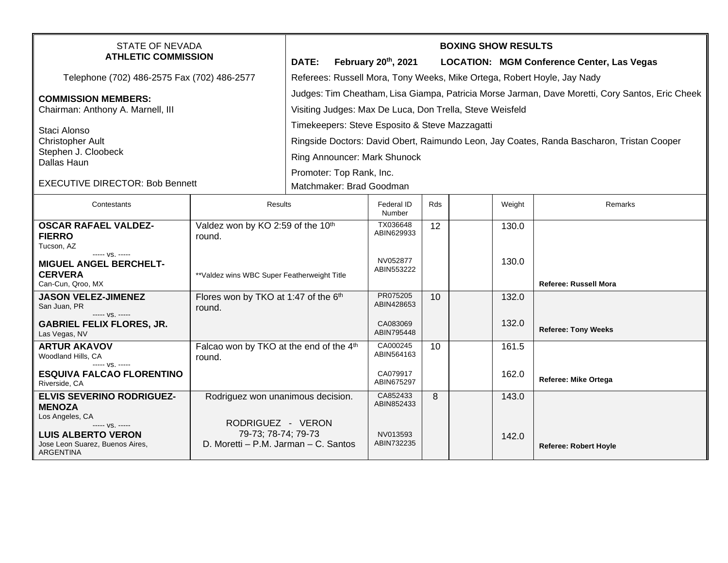STATE OF NEVADA
**ATHLETIC COMMISSION**

Telephone (702) 486-2575 Fax (702) 486-2577

**COMMISSION MEMBERS:**
Chairman: Anthony A. Marnell, III

Staci Alonso
Christopher Ault
Stephen J. Cloobeck
Dallas Haun

EXECUTIVE DIRECTOR: Bob Bennett

**BOXING SHOW RESULTS**

**DATE: February 20th, 2021 LOCATION: MGM Conference Center, Las Vegas**

Referees: Russell Mora, Tony Weeks, Mike Ortega, Robert Hoyle, Jay Nady

Judges: Tim Cheatham, Lisa Giampa, Patricia Morse Jarman, Dave Moretti, Cory Santos, Eric Cheek

Visiting Judges: Max De Luca, Don Trella, Steve Weisfeld

Timekeepers: Steve Esposito & Steve Mazzagatti

Ringside Doctors: David Obert, Raimundo Leon, Jay Coates, Randa Bascharon, Tristan Cooper

Ring Announcer: Mark Shunock

Promoter: Top Rank, Inc.

Matchmaker: Brad Goodman

| Contestants | Results | Federal ID Number | Rds | | Weight | Remarks |
|---|---|---|---|---|---|---|
| **OSCAR RAFAEL VALDEZ-FIERRO** Tucson, AZ | Valdez won by KO 2:59 of the 10th round. | TX036648 ABIN629933 | 12 | | 130.0 | |
| ----- vs. ----- **MIGUEL ANGEL BERCHELT-CERVERA** Can-Cun, Qroo, MX | **Valdez wins WBC Super Featherweight Title | NV052877 ABIN553222 | | | 130.0 | **Referee: Russell Mora** |
| **JASON VELEZ-JIMENEZ** San Juan, PR | Flores won by TKO at 1:47 of the 6th round. | PR075205 ABIN428653 | 10 | | 132.0 | |
| ----- vs. ----- **GABRIEL FELIX FLORES, JR.** Las Vegas, NV | | CA083069 ABIN795448 | | | 132.0 | **Referee: Tony Weeks** |
| **ARTUR AKAVOV** Woodland Hills, CA | Falcao won by TKO at the end of the 4th round. | CA000245 ABIN564163 | 10 | | 161.5 | |
| ----- vs. ----- **ESQUIVA FALCAO FLORENTINO** Riverside, CA | | CA079917 ABIN675297 | | | 162.0 | **Referee: Mike Ortega** |
| **ELVIS SEVERINO RODRIGUEZ-MENOZA** Los Angeles, CA | Rodriguez won unanimous decision. | CA852433 ABIN852433 | 8 | | 143.0 | |
| ----- vs. ----- **LUIS ALBERTO VERON** Jose Leon Suarez, Buenos Aires, ARGENTINA | RODRIGUEZ - VERON 79-73; 78-74; 79-73 D. Moretti – P.M. Jarman – C. Santos | NV013593 ABIN732235 | | | 142.0 | **Referee: Robert Hoyle** |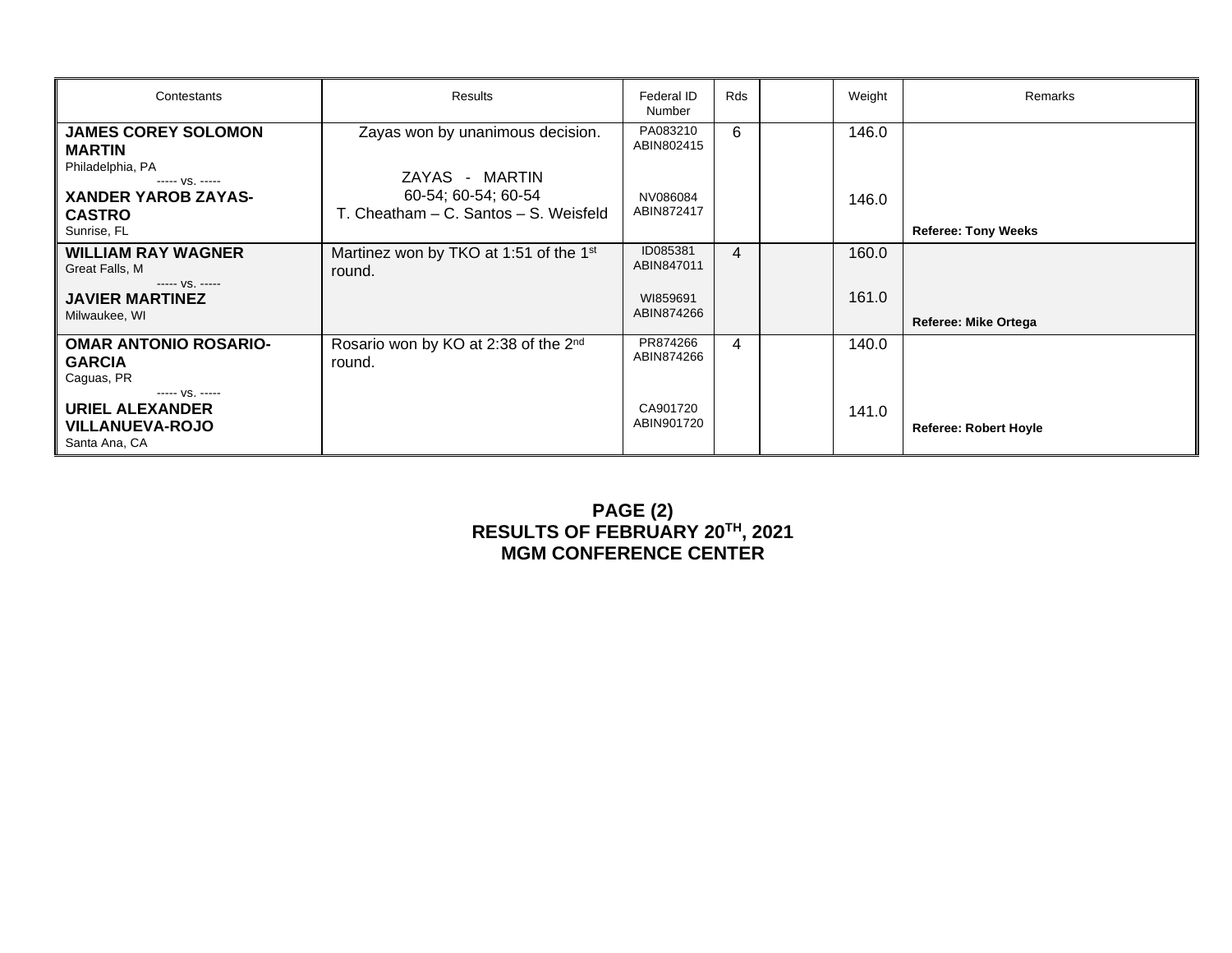| Contestants | Results | Federal ID Number | Rds | | Weight | Remarks |
|---|---|---|---|---|---|---|
| **JAMES COREY SOLOMON MARTIN** Philadelphia, PA ----- vs. ----- **XANDER YAROB ZAYAS-CASTRO** Sunrise, FL | Zayas won by unanimous decision. ZAYAS - MARTIN 60-54; 60-54; 60-54 T. Cheatham – C. Santos – S. Weisfeld | PA083210 ABIN802415 NV086084 ABIN872417 | 6 | | 146.0 146.0 | **Referee: Tony Weeks** |
| **WILLIAM RAY WAGNER** Great Falls, M ----- vs. ----- **JAVIER MARTINEZ** Milwaukee, WI | Martinez won by TKO at 1:51 of the 1st round. | ID085381 ABIN847011 WI859691 ABIN874266 | 4 | | 160.0 161.0 | **Referee: Mike Ortega** |
| **OMAR ANTONIO ROSARIO-GARCIA** Caguas, PR ----- vs. ----- **URIEL ALEXANDER VILLANUEVA-ROJO** Santa Ana, CA | Rosario won by KO at 2:38 of the 2nd round. | PR874266 ABIN874266 CA901720 ABIN901720 | 4 | | 140.0 141.0 | **Referee: Robert Hoyle** |

**PAGE (2)**
**RESULTS OF FEBRUARY 20TH, 2021**
**MGM CONFERENCE CENTER**